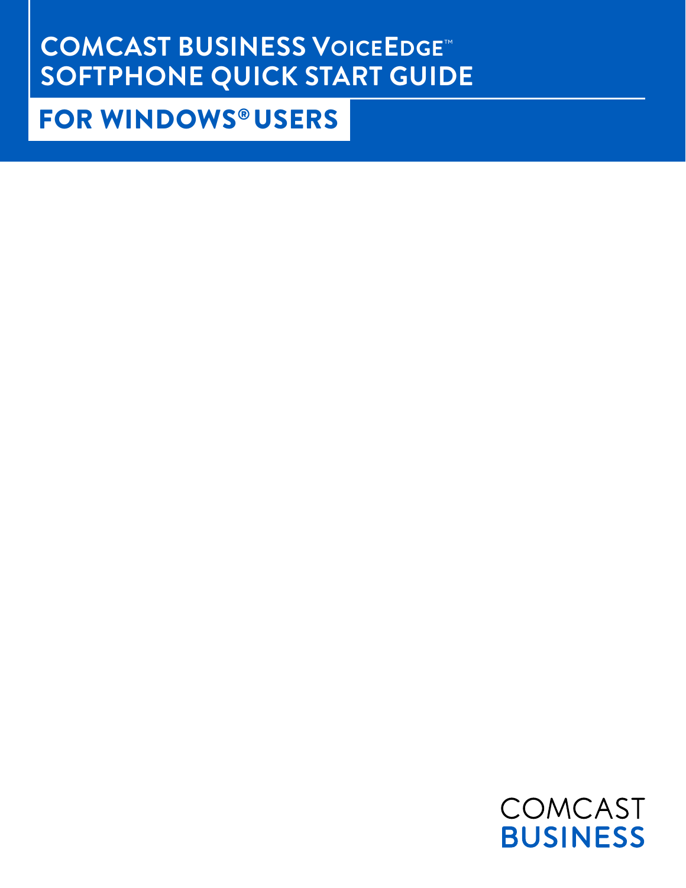# COMCAST BUSINESS VOICEEDGE™ SOFTPHONE QUICK START GUIDE

## FOR WINDOWS® USERS

COMCAST
BUSINESS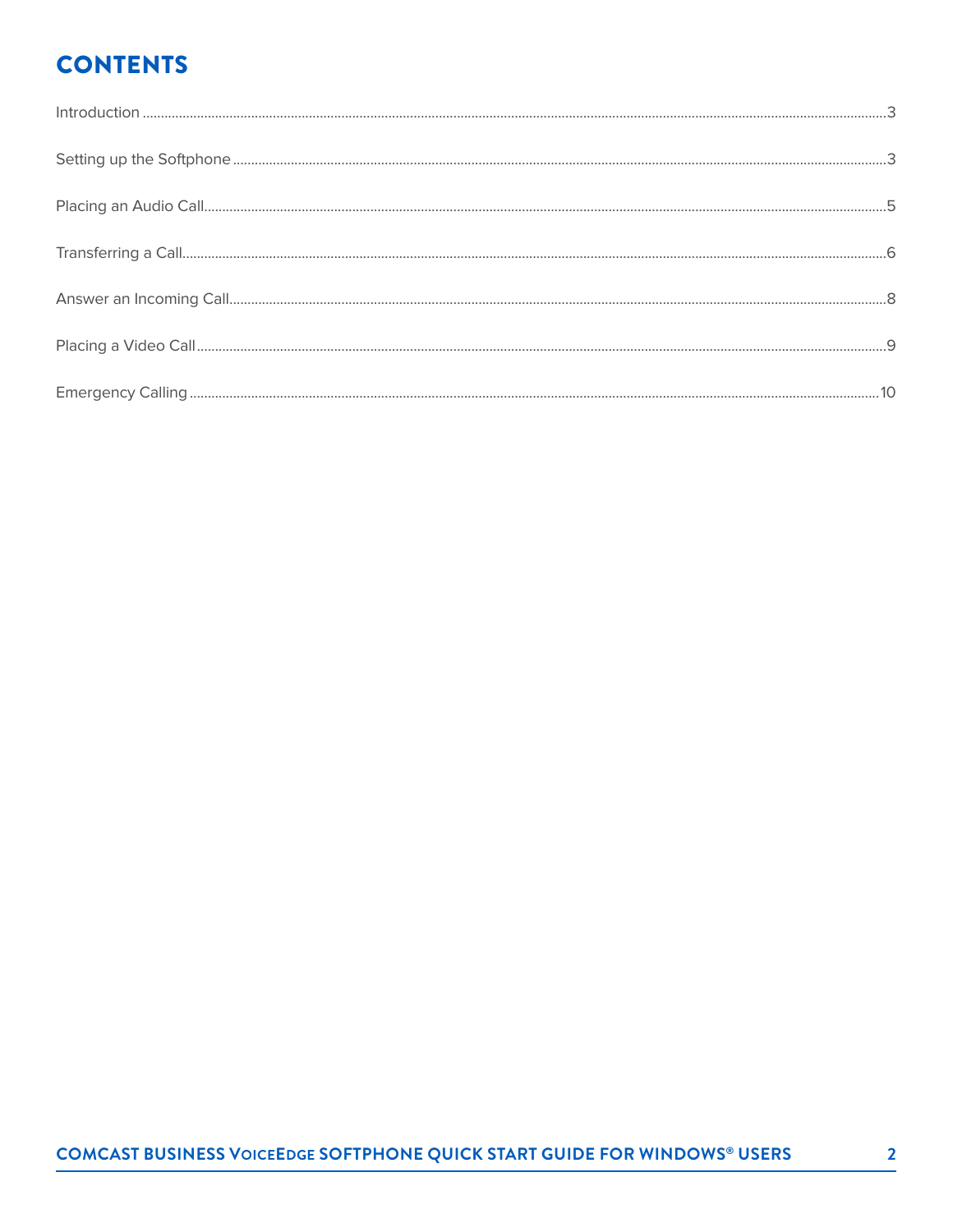# CONTENTS

Introduction ........................................................................................................................................................3

Setting up the Softphone ....................................................................................................................................3

Placing an Audio Call..........................................................................................................................................5

Transferring a Call...............................................................................................................................................6

Answer an Incoming Call.....................................................................................................................................8

Placing a Video Call ............................................................................................................................................9

Emergency Calling ............................................................................................................................................10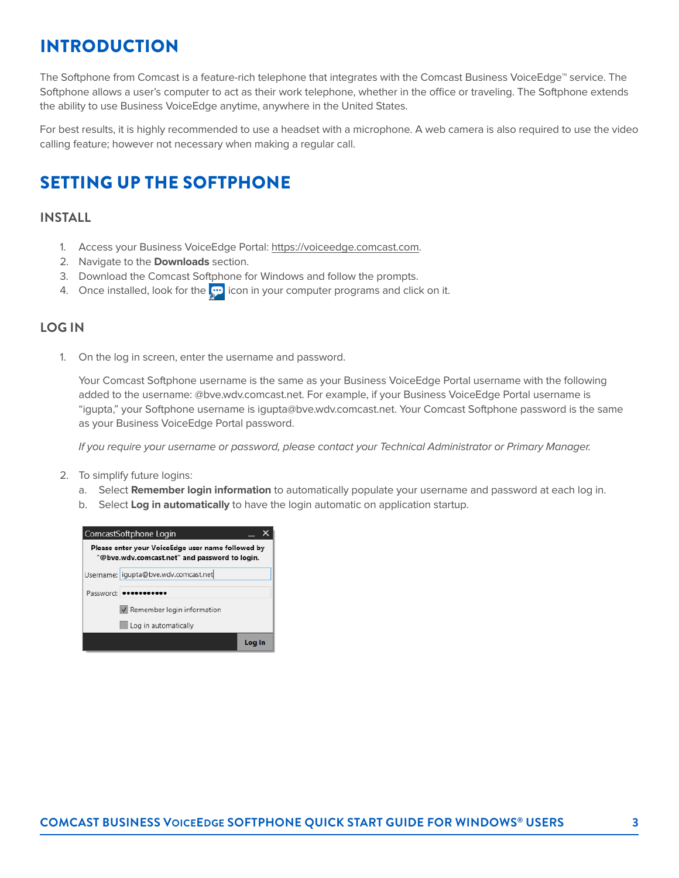# INTRODUCTION

The Softphone from Comcast is a feature-rich telephone that integrates with the Comcast Business VoiceEdge™ service. The Softphone allows a user's computer to act as their work telephone, whether in the office or traveling. The Softphone extends the ability to use Business VoiceEdge anytime, anywhere in the United States.

For best results, it is highly recommended to use a headset with a microphone. A web camera is also required to use the video calling feature; however not necessary when making a regular call.

# SETTING UP THE SOFTPHONE

## INSTALL

1. Access your Business VoiceEdge Portal: https://voiceedge.comcast.com.
2. Navigate to the **Downloads** section.
3. Download the Comcast Softphone for Windows and follow the prompts.
4. Once installed, look for the icon in your computer programs and click on it.

## LOG IN

1. On the log in screen, enter the username and password.

   Your Comcast Softphone username is the same as your Business VoiceEdge Portal username with the following added to the username: @bve.wdv.comcast.net. For example, if your Business VoiceEdge Portal username is "igupta," your Softphone username is igupta@bve.wdv.comcast.net. Your Comcast Softphone password is the same as your Business VoiceEdge Portal password.

   *If you require your username or password, please contact your Technical Administrator or Primary Manager.*

2. To simplify future logins:
   a. Select **Remember login information** to automatically populate your username and password at each log in.
   b. Select **Log in automatically** to have the login automatic on application startup.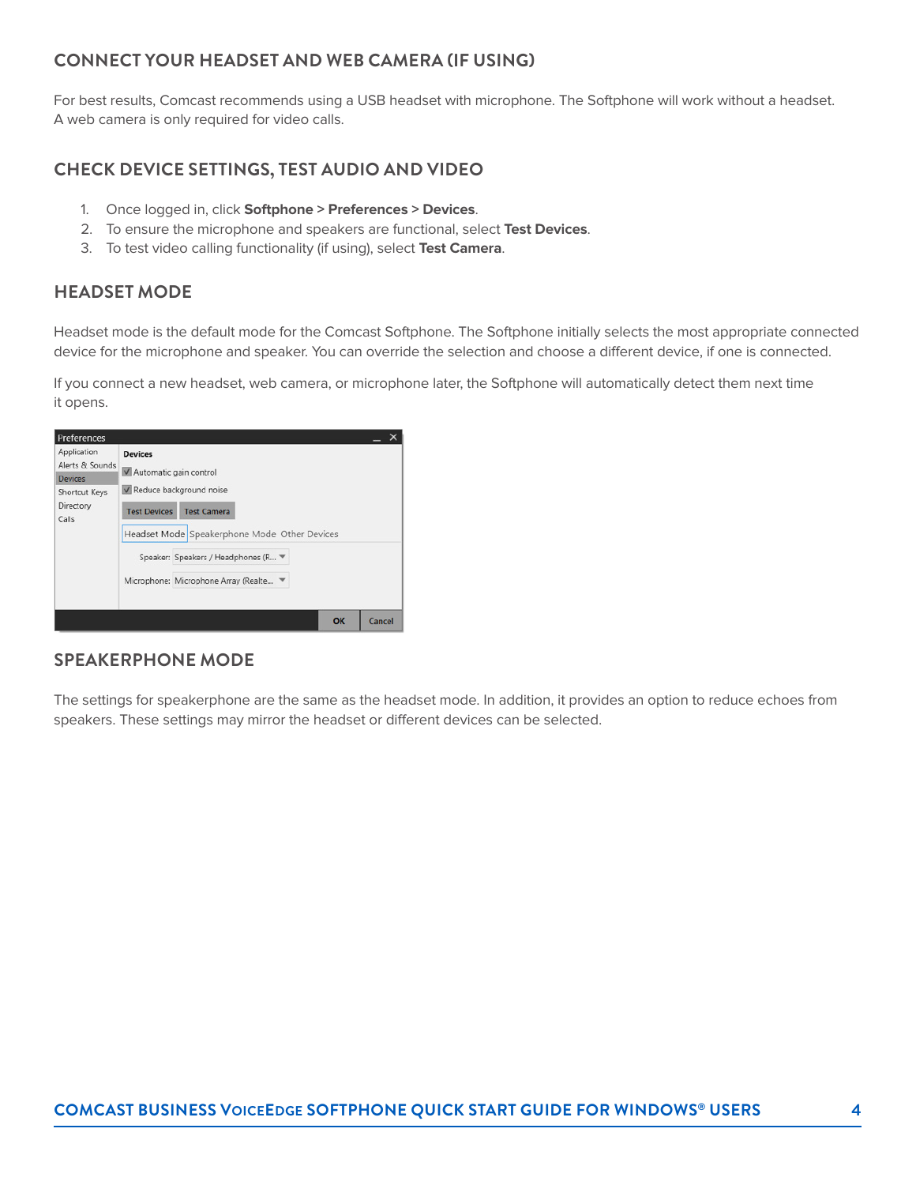## CONNECT YOUR HEADSET AND WEB CAMERA (IF USING)

For best results, Comcast recommends using a USB headset with microphone. The Softphone will work without a headset. A web camera is only required for video calls.

## CHECK DEVICE SETTINGS, TEST AUDIO AND VIDEO

1. Once logged in, click **Softphone** > **Preferences** > **Devices**.
2. To ensure the microphone and speakers are functional, select **Test Devices**.
3. To test video calling functionality (if using), select **Test Camera**.

## HEADSET MODE

Headset mode is the default mode for the Comcast Softphone. The Softphone initially selects the most appropriate connected device for the microphone and speaker. You can override the selection and choose a different device, if one is connected.

If you connect a new headset, web camera, or microphone later, the Softphone will automatically detect them next time it opens.

## SPEAKERPHONE MODE

The settings for speakerphone are the same as the headset mode. In addition, it provides an option to reduce echoes from speakers. These settings may mirror the headset or different devices can be selected.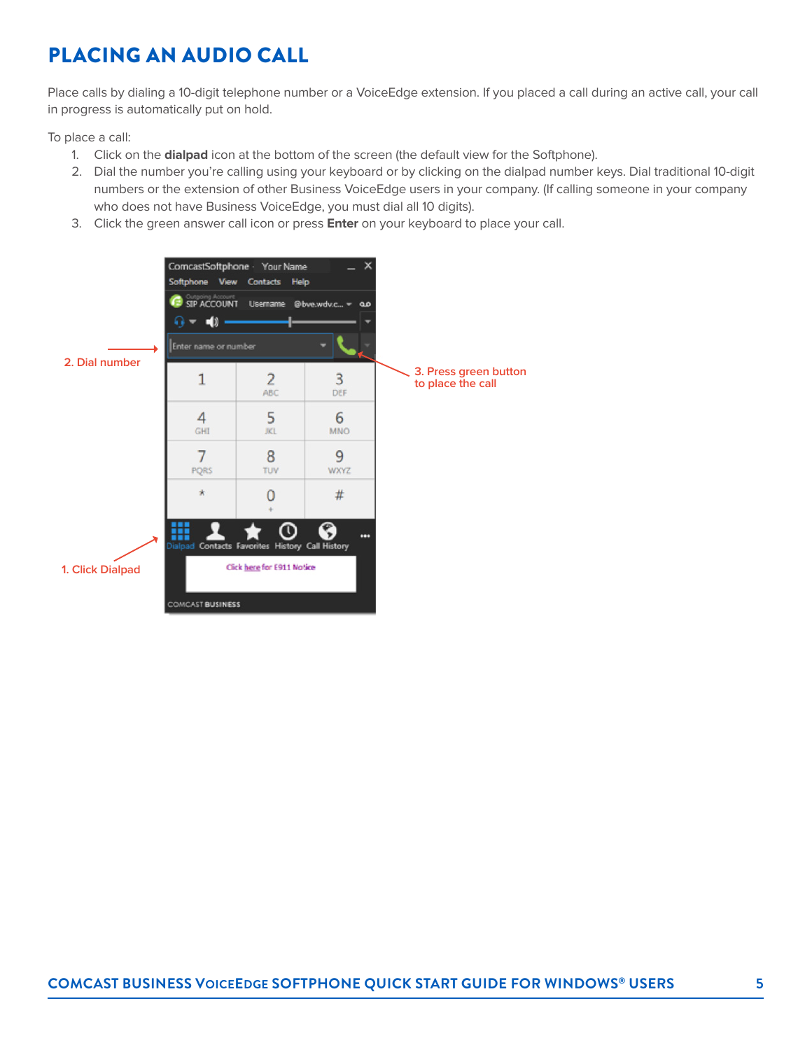# PLACING AN AUDIO CALL

Place calls by dialing a 10-digit telephone number or a VoiceEdge extension. If you placed a call during an active call, your call in progress is automatically put on hold.

To place a call:

1. Click on the **dialpad** icon at the bottom of the screen (the default view for the Softphone).
2. Dial the number you're calling using your keyboard or by clicking on the dialpad number keys. Dial traditional 10-digit numbers or the extension of other Business VoiceEdge users in your company. (If calling someone in your company who does not have Business VoiceEdge, you must dial all 10 digits).
3. Click the green answer call icon or press **Enter** on your keyboard to place your call.

2. Dial number

3. Press green button to place the call

1. Click Dialpad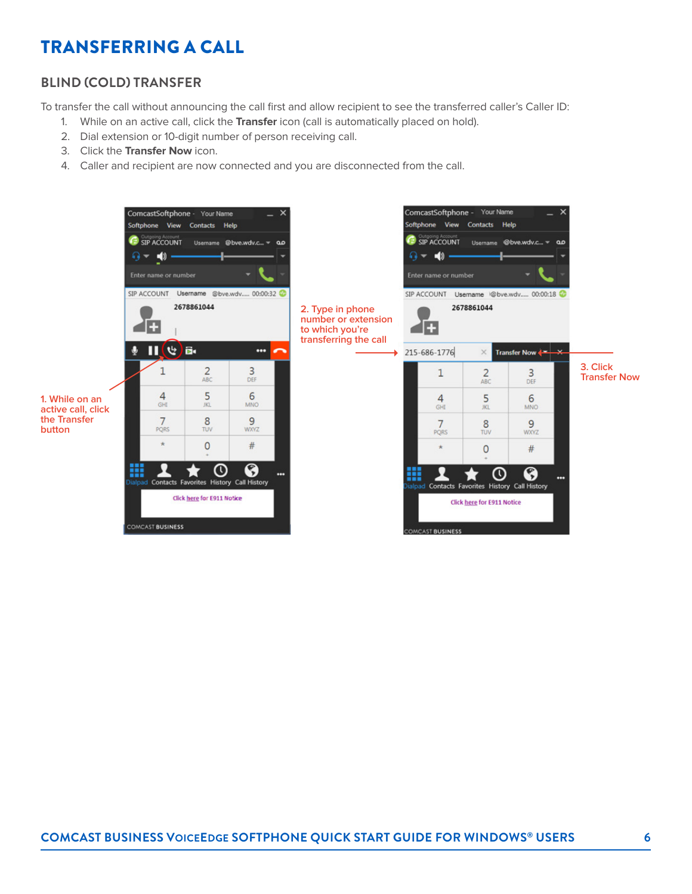# TRANSFERRING A CALL

## BLIND (COLD) TRANSFER

To transfer the call without announcing the call first and allow recipient to see the transferred caller's Caller ID:

1. While on an active call, click the **Transfer** icon (call is automatically placed on hold).
2. Dial extension or 10-digit number of person receiving call.
3. Click the **Transfer Now** icon.
4. Caller and recipient are now connected and you are disconnected from the call.

1. While on an active call, click the Transfer button

2. Type in phone number or extension to which you're transferring the call

3. Click Transfer Now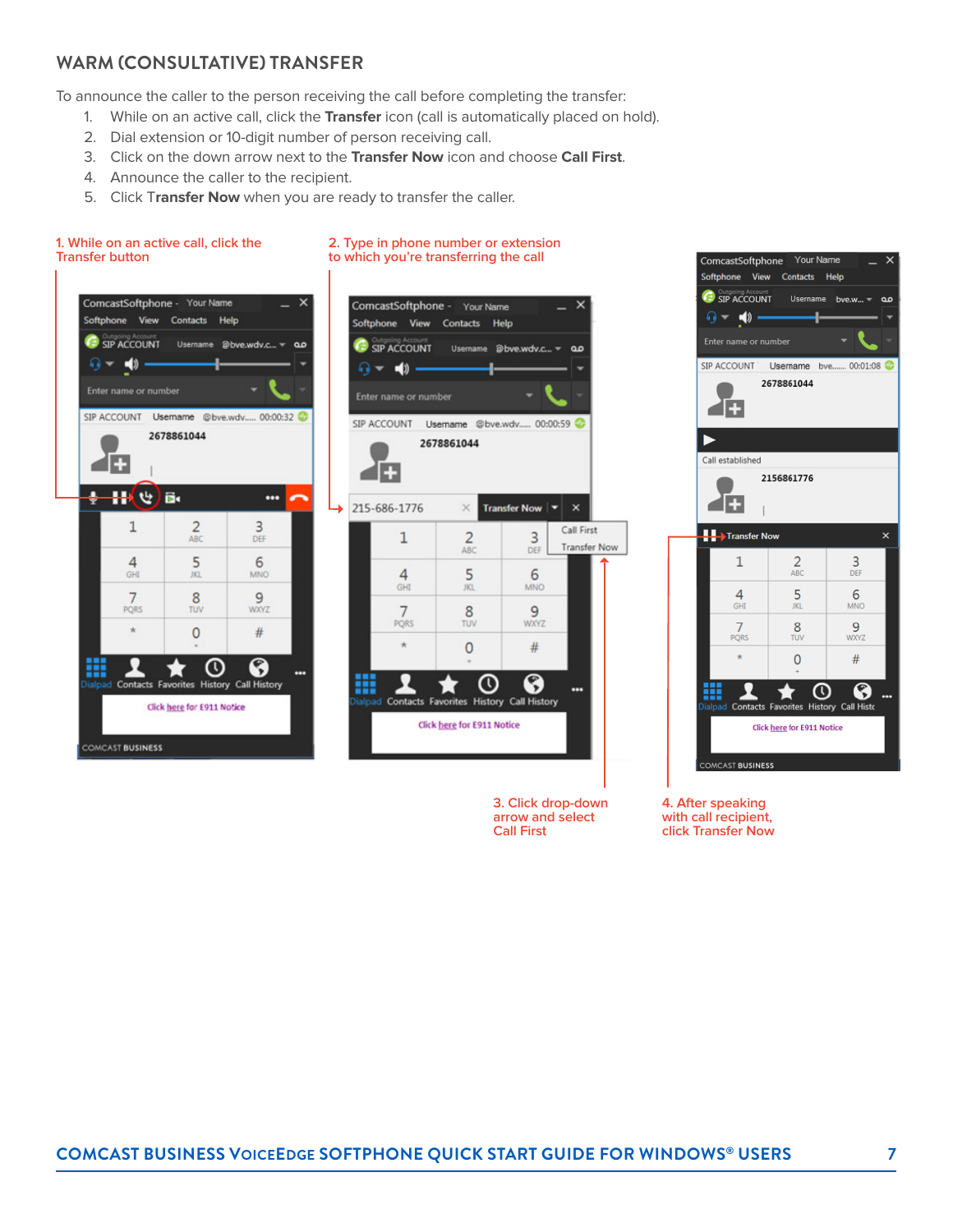## WARM (CONSULTATIVE) TRANSFER

To announce the caller to the person receiving the call before completing the transfer:

1. While on an active call, click the **Transfer** icon (call is automatically placed on hold).
2. Dial extension or 10-digit number of person receiving call.
3. Click on the down arrow next to the **Transfer Now** icon and choose **Call First**.
4. Announce the caller to the recipient.
5. Click T**ransfer Now** when you are ready to transfer the caller.

1. While on an active call, click the Transfer button

2. Type in phone number or extension to which you're transferring the call

3. Click drop-down arrow and select Call First

4. After speaking with call recipient, click Transfer Now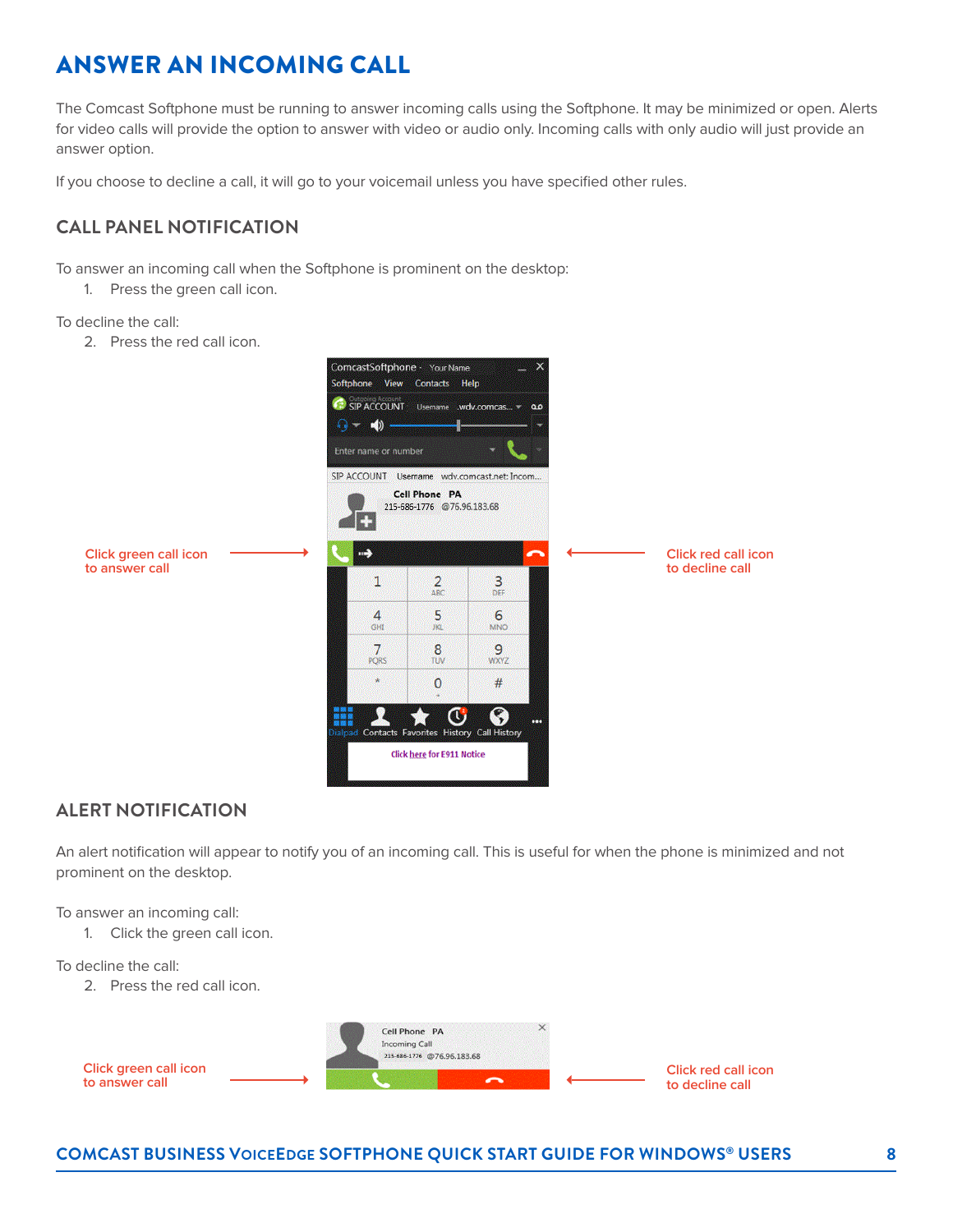# ANSWER AN INCOMING CALL

The Comcast Softphone must be running to answer incoming calls using the Softphone. It may be minimized or open. Alerts for video calls will provide the option to answer with video or audio only. Incoming calls with only audio will just provide an answer option.

If you choose to decline a call, it will go to your voicemail unless you have specified other rules.

## CALL PANEL NOTIFICATION

To answer an incoming call when the Softphone is prominent on the desktop:

1. Press the green call icon.

To decline the call:

2. Press the red call icon.

Click green call icon to answer call

Click red call icon to decline call

## ALERT NOTIFICATION

An alert notification will appear to notify you of an incoming call. This is useful for when the phone is minimized and not prominent on the desktop.

To answer an incoming call:

1. Click the green call icon.

To decline the call:

2. Press the red call icon.

Click green call icon to answer call

Click red call icon to decline call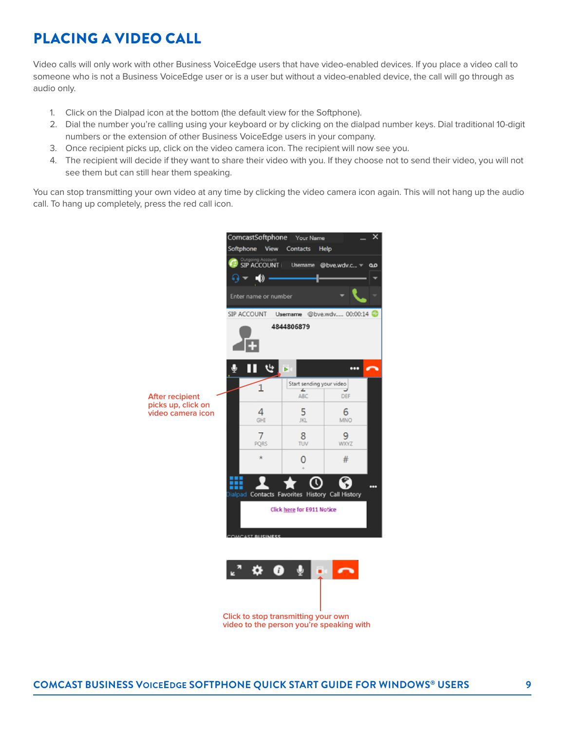# PLACING A VIDEO CALL

Video calls will only work with other Business VoiceEdge users that have video-enabled devices. If you place a video call to someone who is not a Business VoiceEdge user or is a user but without a video-enabled device, the call will go through as audio only.

1. Click on the Dialpad icon at the bottom (the default view for the Softphone).
2. Dial the number you're calling using your keyboard or by clicking on the dialpad number keys. Dial traditional 10-digit numbers or the extension of other Business VoiceEdge users in your company.
3. Once recipient picks up, click on the video camera icon. The recipient will now see you.
4. The recipient will decide if they want to share their video with you. If they choose not to send their video, you will not see them but can still hear them speaking.

You can stop transmitting your own video at any time by clicking the video camera icon again. This will not hang up the audio call. To hang up completely, press the red call icon.

After recipient picks up, click on video camera icon

Click to stop transmitting your own video to the person you're speaking with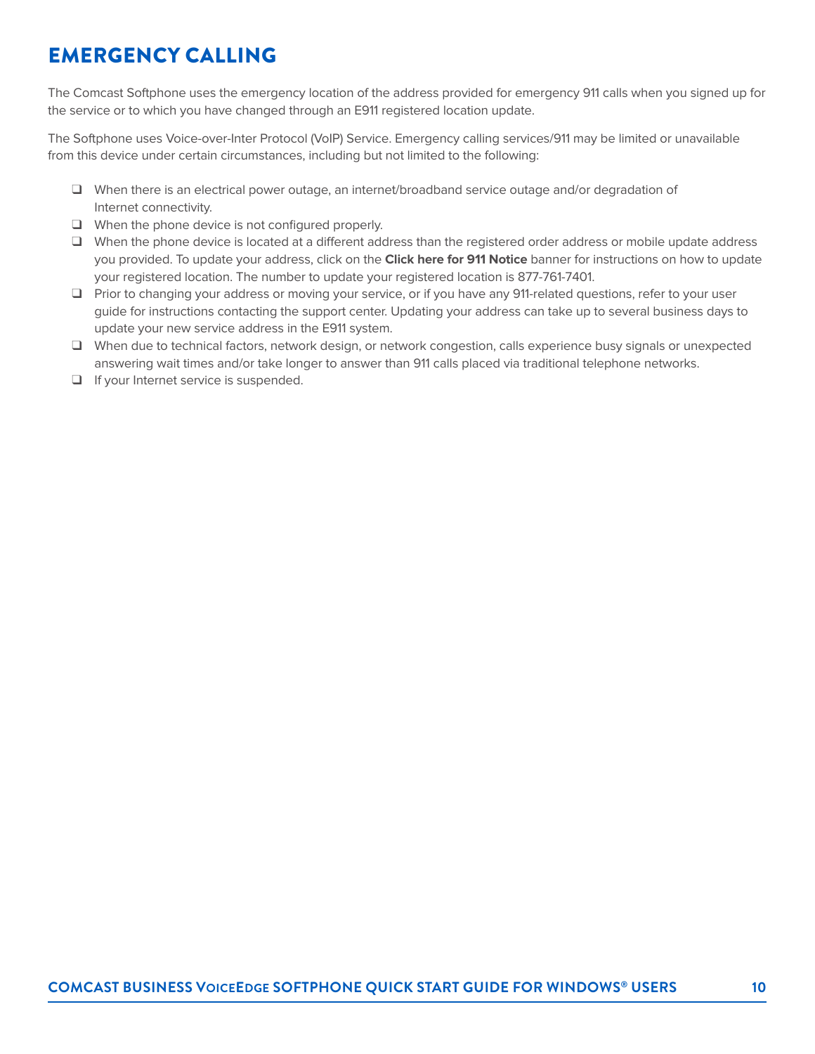# EMERGENCY CALLING

The Comcast Softphone uses the emergency location of the address provided for emergency 911 calls when you signed up for the service or to which you have changed through an E911 registered location update.

The Softphone uses Voice-over-Inter Protocol (VoIP) Service. Emergency calling services/911 may be limited or unavailable from this device under certain circumstances, including but not limited to the following:

- When there is an electrical power outage, an internet/broadband service outage and/or degradation of Internet connectivity.
- When the phone device is not configured properly.
- When the phone device is located at a different address than the registered order address or mobile update address you provided. To update your address, click on the **Click here for 911 Notice** banner for instructions on how to update your registered location. The number to update your registered location is 877-761-7401.
- Prior to changing your address or moving your service, or if you have any 911-related questions, refer to your user guide for instructions contacting the support center. Updating your address can take up to several business days to update your new service address in the E911 system.
- When due to technical factors, network design, or network congestion, calls experience busy signals or unexpected answering wait times and/or take longer to answer than 911 calls placed via traditional telephone networks.
- If your Internet service is suspended.